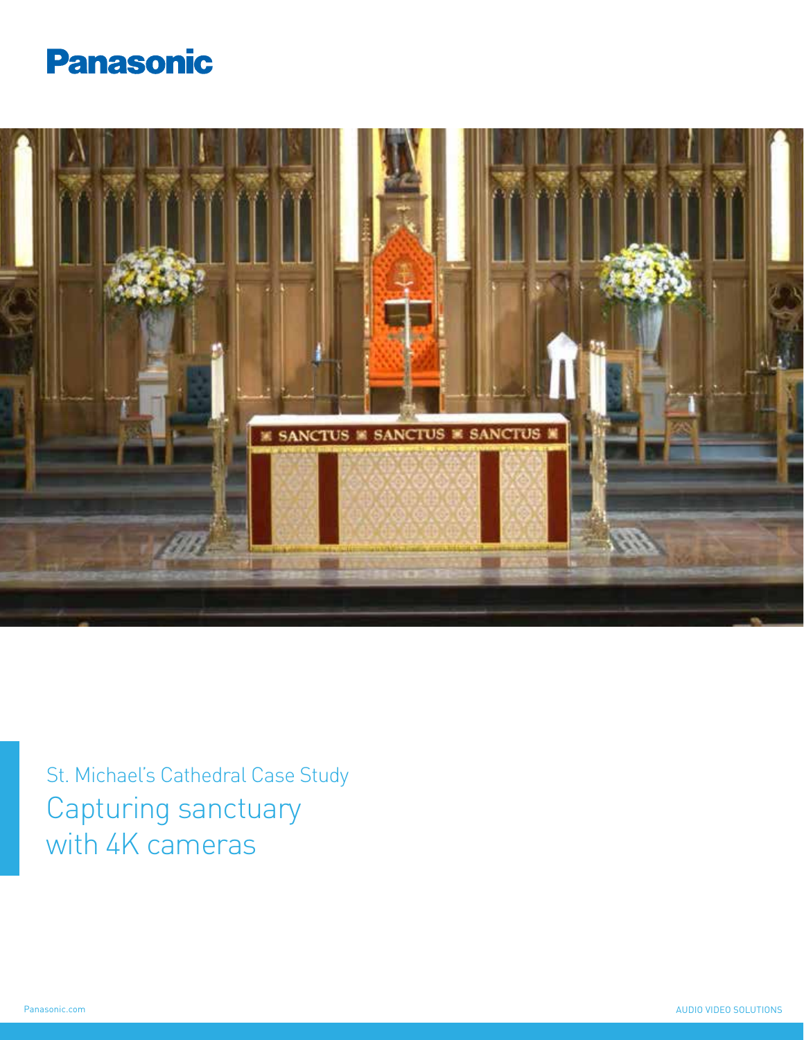Panasonic

St. Michael's Cathedral Case Study

# Capturing sanctuary with 4K cameras

Panasonic.com

AUDIO VIDEO SOLUTIONS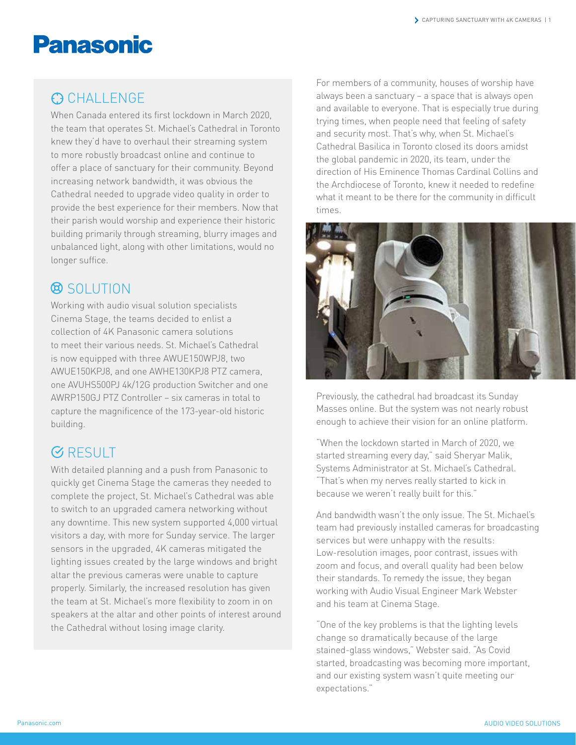# Panasonic

## CHALLENGE

When Canada entered its first lockdown in March 2020, the team that operates St. Michael's Cathedral in Toronto knew they'd have to overhaul their streaming system to more robustly broadcast online and continue to offer a place of sanctuary for their community. Beyond increasing network bandwidth, it was obvious the Cathedral needed to upgrade video quality in order to provide the best experience for their members. Now that their parish would worship and experience their historic building primarily through streaming, blurry images and unbalanced light, along with other limitations, would no longer suffice.

## SOLUTION

Working with audio visual solution specialists Cinema Stage, the teams decided to enlist a collection of 4K Panasonic camera solutions to meet their various needs. St. Michael's Cathedral is now equipped with three AWUE150WPJ8, two AWUE150KPJ8, and one AWHE130KPJ8 PTZ camera, one AVUHS500PJ 4k/12G production Switcher and one AWRP150GJ PTZ Controller – six cameras in total to capture the magnificence of the 173-year-old historic building.

## RESULT

With detailed planning and a push from Panasonic to quickly get Cinema Stage the cameras they needed to complete the project, St. Michael's Cathedral was able to switch to an upgraded camera networking without any downtime. This new system supported 4,000 virtual visitors a day, with more for Sunday service. The larger sensors in the upgraded, 4K cameras mitigated the lighting issues created by the large windows and bright altar the previous cameras were unable to capture properly. Similarly, the increased resolution has given the team at St. Michael's more flexibility to zoom in on speakers at the altar and other points of interest around the Cathedral without losing image clarity.

For members of a community, houses of worship have always been a sanctuary – a space that is always open and available to everyone. That is especially true during trying times, when people need that feeling of safety and security most. That's why, when St. Michael's Cathedral Basilica in Toronto closed its doors amidst the global pandemic in 2020, its team, under the direction of His Eminence Thomas Cardinal Collins and the Archdiocese of Toronto, knew it needed to redefine what it meant to be there for the community in difficult times.

Previously, the cathedral had broadcast its Sunday Masses online. But the system was not nearly robust enough to achieve their vision for an online platform.

"When the lockdown started in March of 2020, we started streaming every day," said Sheryar Malik, Systems Administrator at St. Michael's Cathedral. "That's when my nerves really started to kick in because we weren't really built for this."

And bandwidth wasn't the only issue. The St. Michael's team had previously installed cameras for broadcasting services but were unhappy with the results: Low-resolution images, poor contrast, issues with zoom and focus, and overall quality had been below their standards. To remedy the issue, they began working with Audio Visual Engineer Mark Webster and his team at Cinema Stage.

"One of the key problems is that the lighting levels change so dramatically because of the large stained-glass windows," Webster said. "As Covid started, broadcasting was becoming more important, and our existing system wasn't quite meeting our expectations."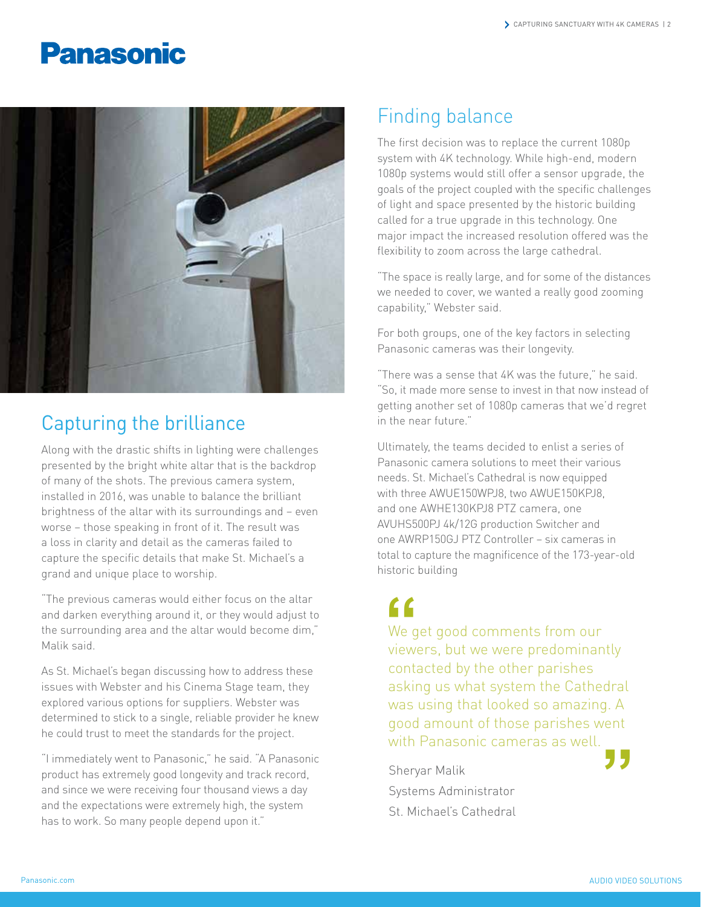Panasonic

## Capturing the brilliance

Along with the drastic shifts in lighting were challenges presented by the bright white altar that is the backdrop of many of the shots. The previous camera system, installed in 2016, was unable to balance the brilliant brightness of the altar with its surroundings and – even worse – those speaking in front of it. The result was a loss in clarity and detail as the cameras failed to capture the specific details that make St. Michael's a grand and unique place to worship.

"The previous cameras would either focus on the altar and darken everything around it, or they would adjust to the surrounding area and the altar would become dim," Malik said.

As St. Michael's began discussing how to address these issues with Webster and his Cinema Stage team, they explored various options for suppliers. Webster was determined to stick to a single, reliable provider he knew he could trust to meet the standards for the project.

"I immediately went to Panasonic," he said. "A Panasonic product has extremely good longevity and track record, and since we were receiving four thousand views a day and the expectations were extremely high, the system has to work. So many people depend upon it."

## Finding balance

The first decision was to replace the current 1080p system with 4K technology. While high-end, modern 1080p systems would still offer a sensor upgrade, the goals of the project coupled with the specific challenges of light and space presented by the historic building called for a true upgrade in this technology. One major impact the increased resolution offered was the flexibility to zoom across the large cathedral.

"The space is really large, and for some of the distances we needed to cover, we wanted a really good zooming capability," Webster said.

For both groups, one of the key factors in selecting Panasonic cameras was their longevity.

"There was a sense that 4K was the future," he said. "So, it made more sense to invest in that now instead of getting another set of 1080p cameras that we'd regret in the near future."

Ultimately, the teams decided to enlist a series of Panasonic camera solutions to meet their various needs. St. Michael's Cathedral is now equipped with three AWUE150WPJ8, two AWUE150KPJ8, and one AWHE130KPJ8 PTZ camera, one AVUHS500PJ 4k/12G production Switcher and one AWRP150GJ PTZ Controller – six cameras in total to capture the magnificence of the 173-year-old historic building

> "We get good comments from our viewers, but we were predominantly contacted by the other parishes asking us what system the Cathedral was using that looked so amazing. A good amount of those parishes went with Panasonic cameras as well."
>
> Sheryar Malik
> Systems Administrator
> St. Michael's Cathedral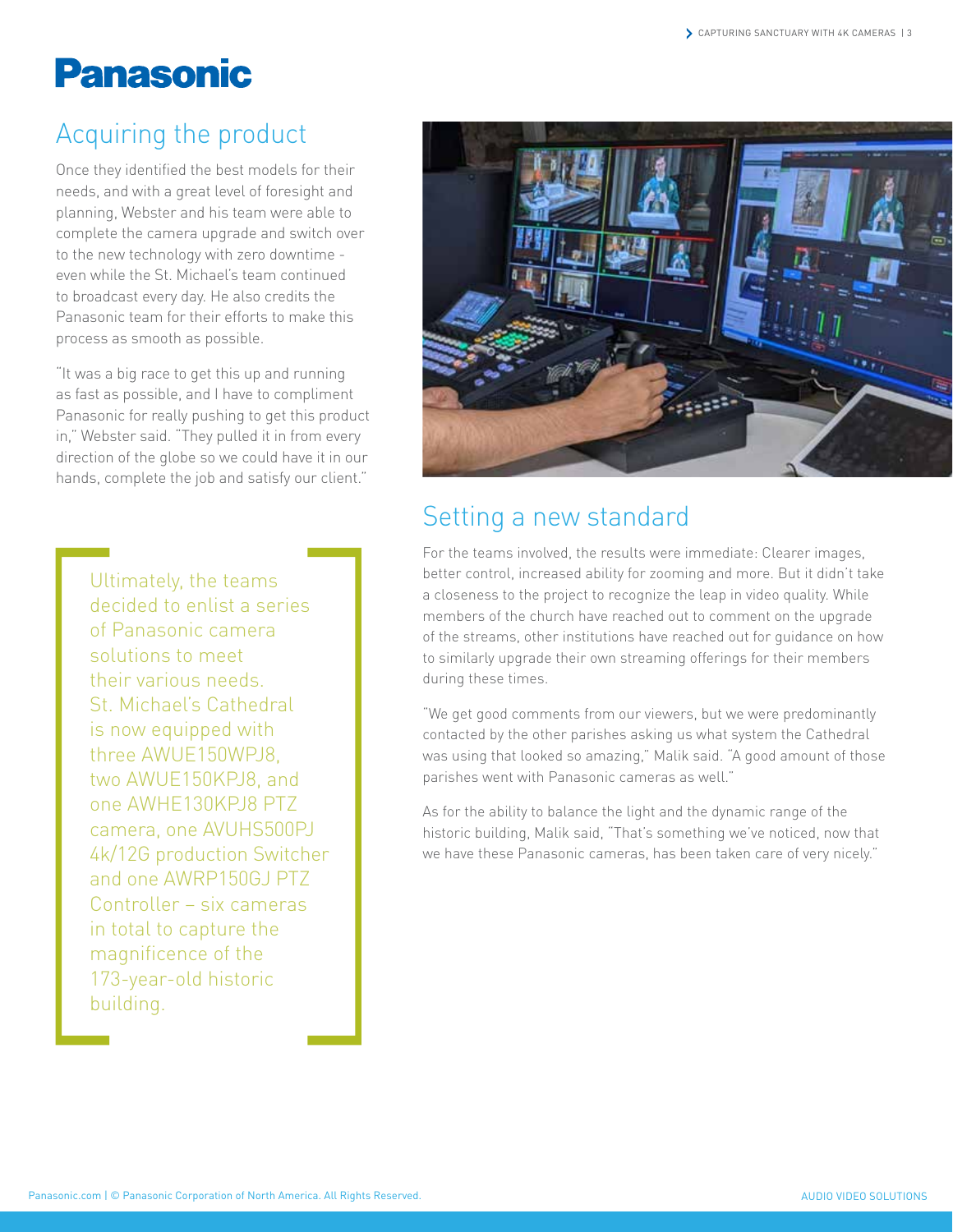Panasonic

## Acquiring the product

Once they identified the best models for their needs, and with a great level of foresight and planning, Webster and his team were able to complete the camera upgrade and switch over to the new technology with zero downtime - even while the St. Michael's team continued to broadcast every day. He also credits the Panasonic team for their efforts to make this process as smooth as possible.

"It was a big race to get this up and running as fast as possible, and I have to compliment Panasonic for really pushing to get this product in," Webster said. "They pulled it in from every direction of the globe so we could have it in our hands, complete the job and satisfy our client."

Ultimately, the teams decided to enlist a series of Panasonic camera solutions to meet their various needs. St. Michael's Cathedral is now equipped with three AWUE150WPJ8, two AWUE150KPJ8, and one AWHE130KPJ8 PTZ camera, one AVUHS500PJ 4k/12G production Switcher and one AWRP150GJ PTZ Controller – six cameras in total to capture the magnificence of the 173-year-old historic building.

## Setting a new standard

For the teams involved, the results were immediate: Clearer images, better control, increased ability for zooming and more. But it didn't take a closeness to the project to recognize the leap in video quality. While members of the church have reached out to comment on the upgrade of the streams, other institutions have reached out for guidance on how to similarly upgrade their own streaming offerings for their members during these times.

"We get good comments from our viewers, but we were predominantly contacted by the other parishes asking us what system the Cathedral was using that looked so amazing," Malik said. "A good amount of those parishes went with Panasonic cameras as well."

As for the ability to balance the light and the dynamic range of the historic building, Malik said, "That's something we've noticed, now that we have these Panasonic cameras, has been taken care of very nicely."

Panasonic.com | © Panasonic Corporation of North America. All Rights Reserved.

AUDIO VIDEO SOLUTIONS